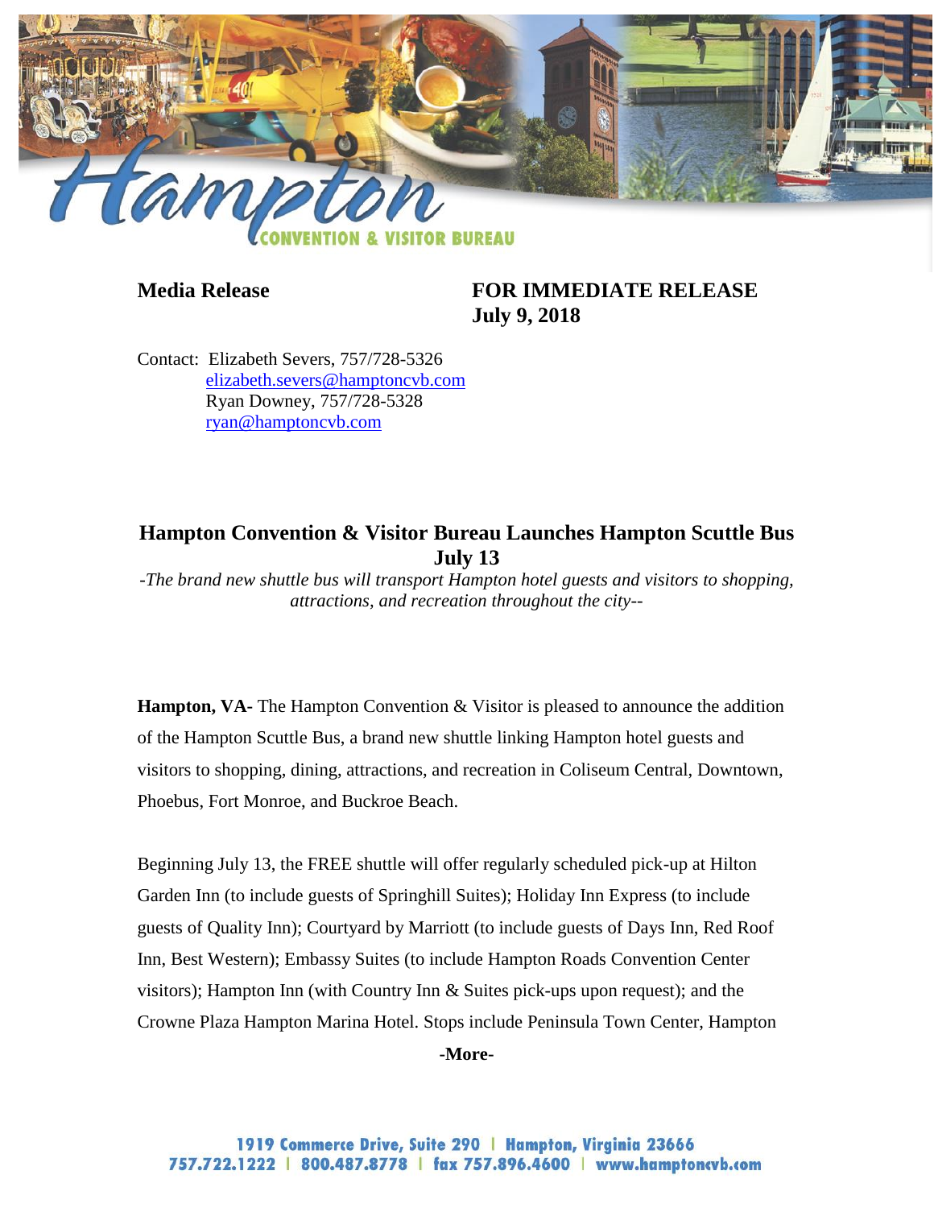**Media Release**

**FOR IMMEDIATE RELEASE**
**July 9, 2018**

Contact: Elizabeth Severs, 757/728-5326
elizabeth.severs@hamptoncvb.com
Ryan Downey, 757/728-5328
ryan@hamptoncvb.com

## Hampton Convention & Visitor Bureau Launches Hampton Scuttle Bus July 13

*-The brand new shuttle bus will transport Hampton hotel guests and visitors to shopping, attractions, and recreation throughout the city--*

**Hampton, VA-** The Hampton Convention & Visitor is pleased to announce the addition of the Hampton Scuttle Bus, a brand new shuttle linking Hampton hotel guests and visitors to shopping, dining, attractions, and recreation in Coliseum Central, Downtown, Phoebus, Fort Monroe, and Buckroe Beach.

Beginning July 13, the FREE shuttle will offer regularly scheduled pick-up at Hilton Garden Inn (to include guests of Springhill Suites); Holiday Inn Express (to include guests of Quality Inn); Courtyard by Marriott (to include guests of Days Inn, Red Roof Inn, Best Western); Embassy Suites (to include Hampton Roads Convention Center visitors); Hampton Inn (with Country Inn & Suites pick-ups upon request); and the Crowne Plaza Hampton Marina Hotel. Stops include Peninsula Town Center, Hampton

**-More-**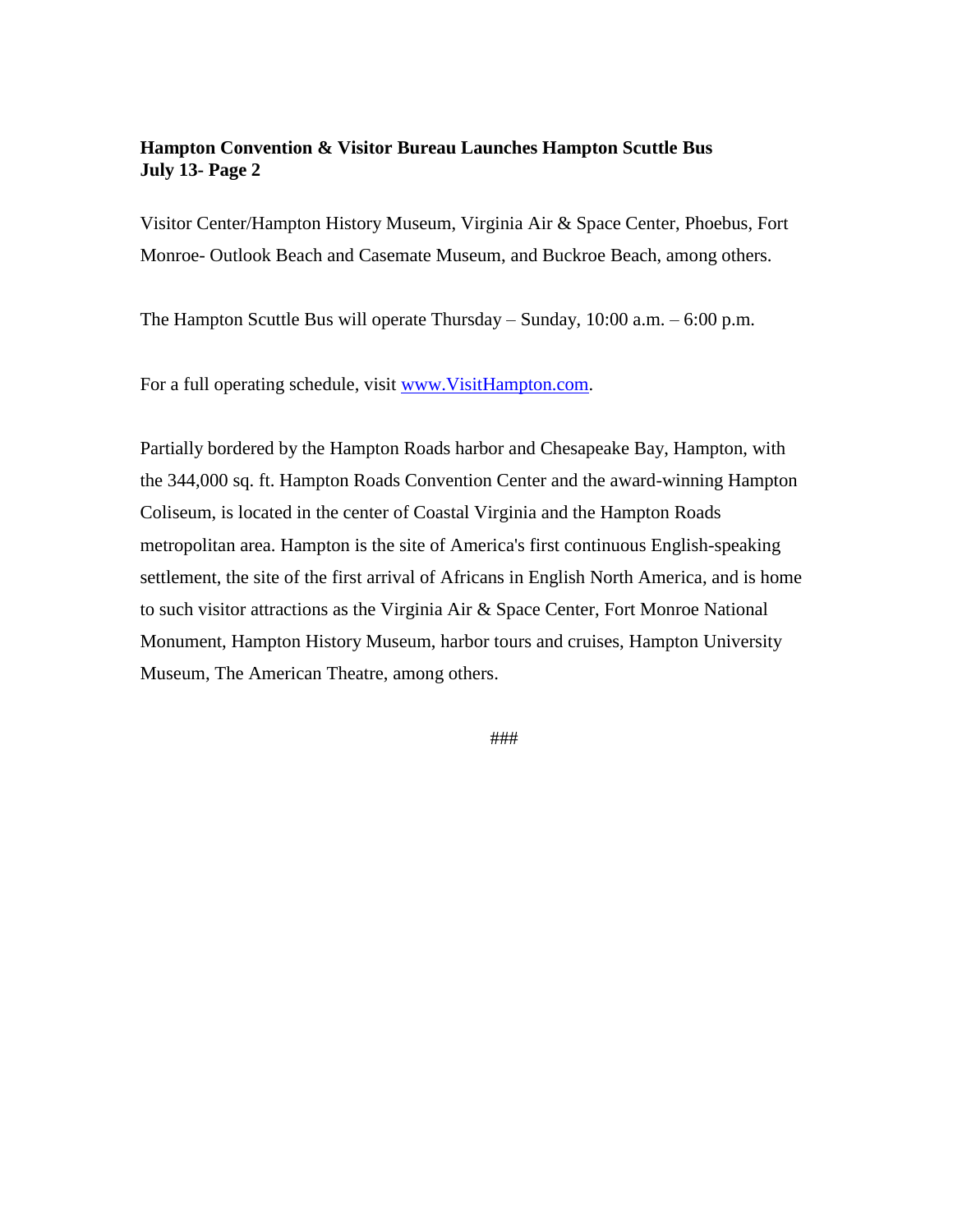Visitor Center/Hampton History Museum, Virginia Air & Space Center, Phoebus, Fort Monroe- Outlook Beach and Casemate Museum, and Buckroe Beach, among others.

The Hampton Scuttle Bus will operate Thursday – Sunday, 10:00 a.m. – 6:00 p.m.

For a full operating schedule, visit [www.VisitHampton.com](http://www.VisitHampton.com).

Partially bordered by the Hampton Roads harbor and Chesapeake Bay, Hampton, with the 344,000 sq. ft. Hampton Roads Convention Center and the award-winning Hampton Coliseum, is located in the center of Coastal Virginia and the Hampton Roads metropolitan area. Hampton is the site of America's first continuous English-speaking settlement, the site of the first arrival of Africans in English North America, and is home to such visitor attractions as the Virginia Air & Space Center, Fort Monroe National Monument, Hampton History Museum, harbor tours and cruises, Hampton University Museum, The American Theatre, among others.

###